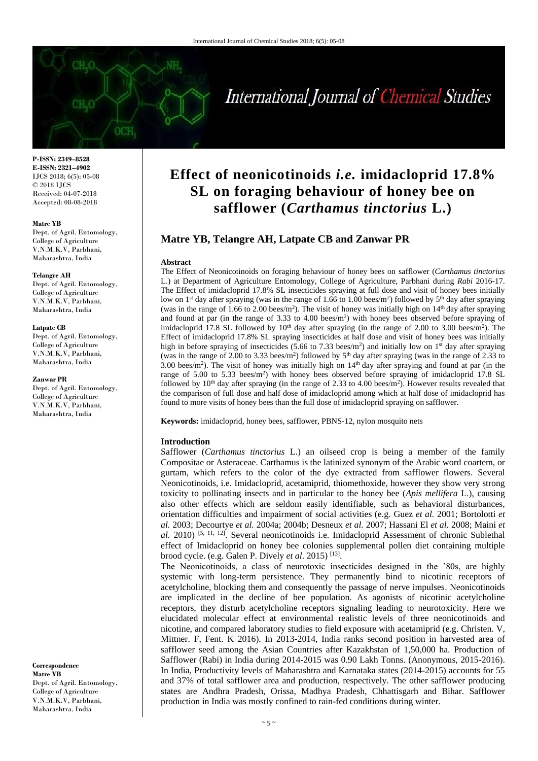**P-ISSN: 2349–8528**
**E-ISSN: 2321–4902**
IJCS 2018; 6(5): 05-08
© 2018 IJCS
Received: 04-07-2018
Accepted: 08-08-2018

**Matre YB**
Dept. of Agril. Entomology, College of Agriculture V.N.M.K.V, Parbhani, Maharashtra, India

**Telangre AH**
Dept. of Agril. Entomology, College of Agriculture V.N.M.K.V, Parbhani, Maharashtra, India

**Latpate CB**
Dept. of Agril. Entomology, College of Agriculture V.N.M.K.V, Parbhani, Maharashtra, India

**Zanwar PR**
Dept. of Agril. Entomology, College of Agriculture V.N.M.K.V, Parbhani, Maharashtra, India

**Correspondence**
**Matre YB**
Dept. of Agril. Entomology, College of Agriculture V.N.M.K.V, Parbhani, Maharashtra, India

# Effect of neonicotinoids *i.e.* imidacloprid 17.8% SL on foraging behaviour of honey bee on safflower (*Carthamus tinctorius* L.)

**Matre YB, Telangre AH, Latpate CB and Zanwar PR**

**Abstract**

The Effect of Neonicotinoids on foraging behaviour of honey bees on safflower (*Carthamus tinctorius* L.) at Department of Agriculture Entomology, College of Agriculture, Parbhani during *Rabi* 2016-17. The Effect of imidacloprid 17.8% SL insecticides spraying at full dose and visit of honey bees initially low on 1st day after spraying (was in the range of 1.66 to 1.00 bees/m$^2$) followed by 5th day after spraying (was in the range of 1.66 to 2.00 bees/m$^2$). The visit of honey was initially high on 14th day after spraying and found at par (in the range of 3.33 to 4.00 bees/m$^2$) with honey bees observed before spraying of imidacloprid 17.8 SL followed by 10th day after spraying (in the range of 2.00 to 3.00 bees/m$^2$). The Effect of imidacloprid 17.8% SL spraying insecticides at half dose and visit of honey bees was initially high in before spraying of insecticides (5.66 to 7.33 bees/m$^2$) and initially low on 1st day after spraying (was in the range of 2.00 to 3.33 bees/m$^2$) followed by 5th day after spraying (was in the range of 2.33 to 3.00 bees/m$^2$). The visit of honey was initially high on 14th day after spraying and found at par (in the range of 5.00 to 5.33 bees/m$^2$) with honey bees observed before spraying of imidacloprid 17.8 SL followed by 10th day after spraying (in the range of 2.33 to 4.00 bees/m$^2$). However results revealed that the comparison of full dose and half dose of imidacloprid among which at half dose of imidacloprid has found to more visits of honey bees than the full dose of imidacloprid spraying on safflower.

**Keywords:** imidacloprid, honey bees, safflower, PBNS-12, nylon mosquito nets

**Introduction**

Safflower (*Carthamus tinctorius* L.) an oilseed crop is being a member of the family Compositae or Asteraceae. Carthamus is the latinized synonym of the Arabic word coartem, or gurtam, which refers to the color of the dye extracted from safflower flowers. Several Neonicotinoids, i.e. Imidacloprid, acetamiprid, thiomethoxide, however they show very strong toxicity to pollinating insects and in particular to the honey bee (*Apis mellifera* L.), causing also other effects which are seldom easily identifiable, such as behavioral disturbances, orientation difficulties and impairment of social activities (e.g. Guez *et al.* 2001; Bortolotti *et al.* 2003; Decourtye *et al.* 2004a; 2004b; Desneux *et al.* 2007; Hassani El *et al.* 2008; Maini *et al.* 2010) [5, 11, 12]. Several neonicotinoids i.e. Imidacloprid Assessment of chronic Sublethal effect of Imidacloprid on honey bee colonies supplemental pollen diet containing multiple brood cycle. (e.g. Galen P. Dively *et al*. 2015) [13].

The Neonicotinoids, a class of neurotoxic insecticides designed in the '80s, are highly systemic with long-term persistence. They permanently bind to nicotinic receptors of acetylcholine, blocking them and consequently the passage of nerve impulses. Neonicotinoids are implicated in the decline of bee population. As agonists of nicotinic acetylcholine receptors, they disturb acetylcholine receptors signaling leading to neurotoxicity. Here we elucidated molecular effect at environmental realistic levels of three neonicotinoids and nicotine, and compared laboratory studies to field exposure with acetamiprid (e.g. Christen. V, Mittner. F, Fent. K 2016). In 2013-2014, India ranks second position in harvested area of safflower seed among the Asian Countries after Kazakhstan of 1,50,000 ha. Production of Safflower (Rabi) in India during 2014-2015 was 0.90 Lakh Tonns. (Anonymous, 2015-2016). In India, Productivity levels of Maharashtra and Karnataka states (2014-2015) accounts for 55 and 37% of total safflower area and production, respectively. The other safflower producing states are Andhra Pradesh, Orissa, Madhya Pradesh, Chhattisgarh and Bihar. Safflower production in India was mostly confined to rain-fed conditions during winter.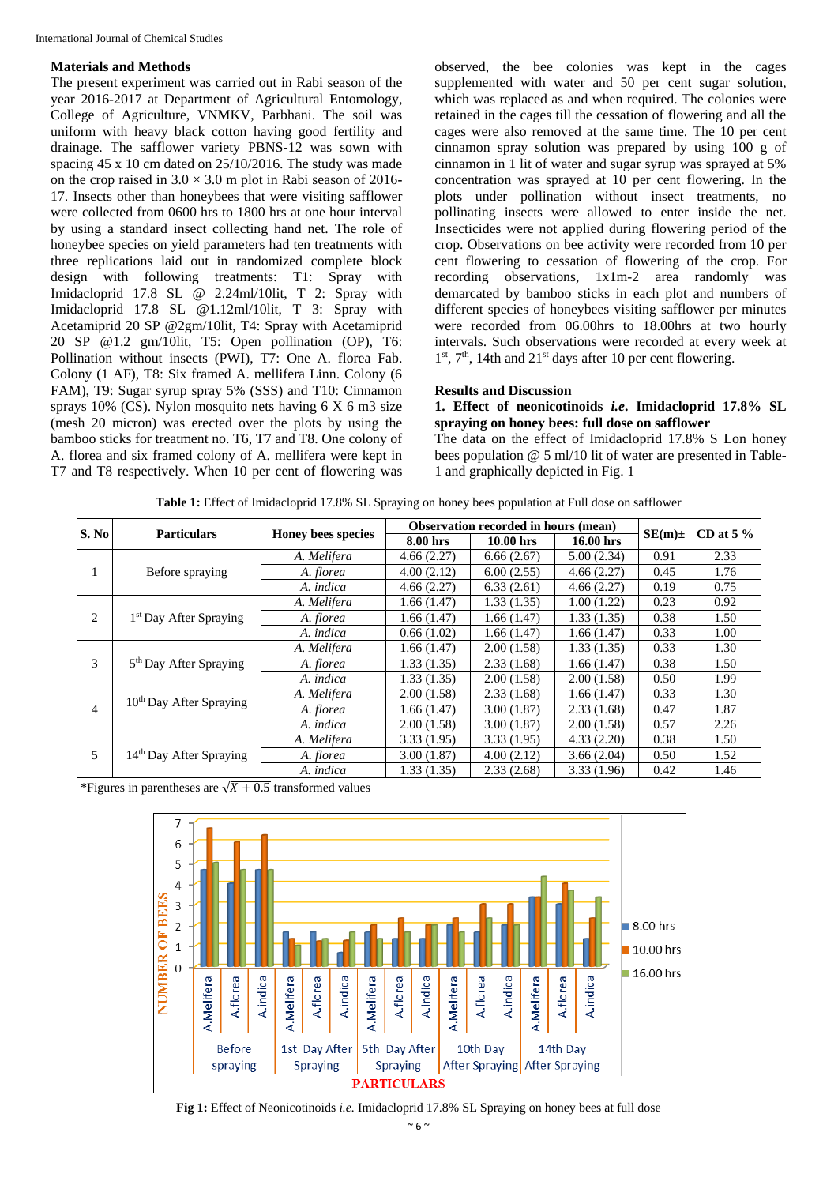## Materials and Methods

The present experiment was carried out in Rabi season of the year 2016-2017 at Department of Agricultural Entomology, College of Agriculture, VNMKV, Parbhani. The soil was uniform with heavy black cotton having good fertility and drainage. The safflower variety PBNS-12 was sown with spacing 45 x 10 cm dated on 25/10/2016. The study was made on the crop raised in $3.0 \times 3.0$ m plot in Rabi season of 2016-17. Insects other than honeybees that were visiting safflower were collected from 0600 hrs to 1800 hrs at one hour interval by using a standard insect collecting hand net. The role of honeybee species on yield parameters had ten treatments with three replications laid out in randomized complete block design with following treatments: T1: Spray with Imidacloprid 17.8 SL @ 2.24ml/10lit, T 2: Spray with Imidacloprid 17.8 SL @1.12ml/10lit, T 3: Spray with Acetamiprid 20 SP @2gm/10lit, T4: Spray with Acetamiprid 20 SP @1.2 gm/10lit, T5: Open pollination (OP), T6: Pollination without insects (PWI), T7: One A. florea Fab. Colony (1 AF), T8: Six framed A. mellifera Linn. Colony (6 FAM), T9: Sugar syrup spray 5% (SSS) and T10: Cinnamon sprays 10% (CS). Nylon mosquito nets having 6 X 6 m3 size (mesh 20 micron) was erected over the plots by using the bamboo sticks for treatment no. T6, T7 and T8. One colony of A. florea and six framed colony of A. mellifera were kept in T7 and T8 respectively. When 10 per cent of flowering was observed, the bee colonies was kept in the cages supplemented with water and 50 per cent sugar solution, which was replaced as and when required. The colonies were retained in the cages till the cessation of flowering and all the cages were also removed at the same time. The 10 per cent cinnamon spray solution was prepared by using 100 g of cinnamon in 1 lit of water and sugar syrup was sprayed at 5% concentration was sprayed at 10 per cent flowering. In the plots under pollination without insect treatments, no pollinating insects were allowed to enter inside the net. Insecticides were not applied during flowering period of the crop. Observations on bee activity were recorded from 10 per cent flowering to cessation of flowering of the crop. For recording observations, 1x1m-2 area randomly was demarcated by bamboo sticks in each plot and numbers of different species of honeybees visiting safflower per minutes were recorded from 06.00hrs to 18.00hrs at two hourly intervals. Such observations were recorded at every week at 1st, 7th, 14th and 21st days after 10 per cent flowering.

## Results and Discussion

### 1. Effect of neonicotinoids *i.e.* Imidacloprid 17.8% SL spraying on honey bees: full dose on safflower

The data on the effect of Imidacloprid 17.8% S Lon honey bees population @ 5 ml/10 lit of water are presented in Table-1 and graphically depicted in Fig. 1

**Table 1:** Effect of Imidacloprid 17.8% SL Spraying on honey bees population at Full dose on safflower

| S. No | Particulars | Honey bees species | Observation recorded in hours (mean) | | | SE(m)± | CD at 5 % |
|---|---|---|---|---|---|---|---|
| | | | 8.00 hrs | 10.00 hrs | 16.00 hrs | | |
| 1 | Before spraying | *A. Melifera* | 4.66 (2.27) | 6.66 (2.67) | 5.00 (2.34) | 0.91 | 2.33 |
| | | *A. florea* | 4.00 (2.12) | 6.00 (2.55) | 4.66 (2.27) | 0.45 | 1.76 |
| | | *A. indica* | 4.66 (2.27) | 6.33 (2.61) | 4.66 (2.27) | 0.19 | 0.75 |
| 2 | 1st Day After Spraying | *A. Melifera* | 1.66 (1.47) | 1.33 (1.35) | 1.00 (1.22) | 0.23 | 0.92 |
| | | *A. florea* | 1.66 (1.47) | 1.66 (1.47) | 1.33 (1.35) | 0.38 | 1.50 |
| | | *A. indica* | 0.66 (1.02) | 1.66 (1.47) | 1.66 (1.47) | 0.33 | 1.00 |
| 3 | 5th Day After Spraying | *A. Melifera* | 1.66 (1.47) | 2.00 (1.58) | 1.33 (1.35) | 0.33 | 1.30 |
| | | *A. florea* | 1.33 (1.35) | 2.33 (1.68) | 1.66 (1.47) | 0.38 | 1.50 |
| | | *A. indica* | 1.33 (1.35) | 2.00 (1.58) | 2.00 (1.58) | 0.50 | 1.99 |
| 4 | 10th Day After Spraying | *A. Melifera* | 2.00 (1.58) | 2.33 (1.68) | 1.66 (1.47) | 0.33 | 1.30 |
| | | *A. florea* | 1.66 (1.47) | 3.00 (1.87) | 2.33 (1.68) | 0.47 | 1.87 |
| | | *A. indica* | 2.00 (1.58) | 3.00 (1.87) | 2.00 (1.58) | 0.57 | 2.26 |
| 5 | 14th Day After Spraying | *A. Melifera* | 3.33 (1.95) | 3.33 (1.95) | 4.33 (2.20) | 0.38 | 1.50 |
| | | *A. florea* | 3.00 (1.87) | 4.00 (2.12) | 3.66 (2.04) | 0.50 | 1.52 |
| | | *A. indica* | 1.33 (1.35) | 2.33 (2.68) | 3.33 (1.96) | 0.42 | 1.46 |

*Figures in parentheses are $\sqrt{X + 0.5}$ transformed values

**Fig 1:** Effect of Neonicotinoids *i.e.* Imidacloprid 17.8% SL Spraying on honey bees at full dose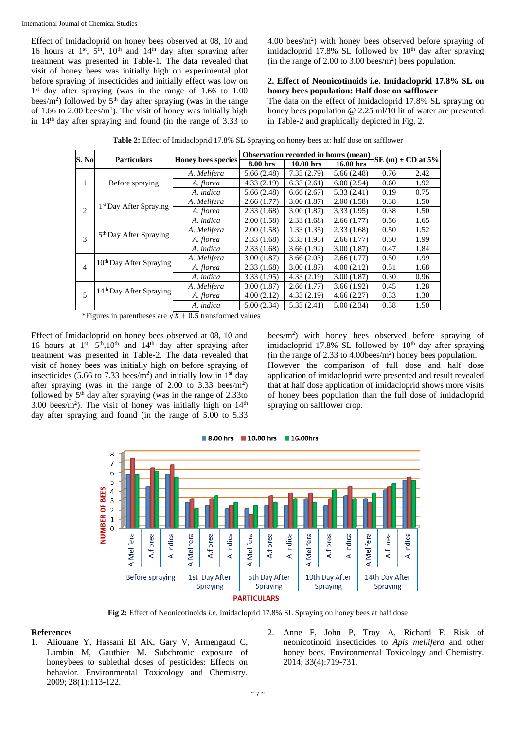Effect of Imidacloprid on honey bees observed at 08, 10 and 16 hours at 1st, 5th, 10th and 14th day after spraying after treatment was presented in Table-1. The data revealed that visit of honey bees was initially high on experimental plot before spraying of insecticides and initially effect was low on 1st day after spraying (was in the range of 1.66 to 1.00 bees/m$^2$) followed by 5th day after spraying (was in the range of 1.66 to 2.00 bees/m$^2$). The visit of honey was initially high in 14th day after spraying and found (in the range of 3.33 to 4.00 bees/m$^2$) with honey bees observed before spraying of imidacloprid 17.8% SL followed by 10th day after spraying (in the range of 2.00 to 3.00 bees/m$^2$) bees population.

**2. Effect of Neonicotinoids i.e. Imidacloprid 17.8% SL on honey bees population: Half dose on safflower**

The data on the effect of Imidacloprid 17.8% SL spraying on honey bees population @ 2.25 ml/10 lit of water are presented in Table-2 and graphically depicted in Fig. 2.

**Table 2:** Effect of Imidacloprid 17.8% SL Spraying on honey bees at: half dose on safflower

| S. No | Particulars | Honey bees species | Observation recorded in hours (mean) | | | SE (m) ± | CD at 5% |
|---|---|---|---|---|---|---|---|
| | | | 8.00 hrs | 10.00 hrs | 16.00 hrs | | |
| 1 | Before spraying | *A. Melifera* | 5.66 (2.48) | 7.33 (2.79) | 5.66 (2.48) | 0.76 | 2.42 |
| | | *A. florea* | 4.33 (2.19) | 6.33 (2.61) | 6.00 (2.54) | 0.60 | 1.92 |
| | | *A. indica* | 5.66 (2.48) | 6.66 (2.67) | 5.33 (2.41) | 0.19 | 0.75 |
| 2 | 1st Day After Spraying | *A. Melifera* | 2.66 (1.77) | 3.00 (1.87) | 2.00 (1.58) | 0.38 | 1.50 |
| | | *A. florea* | 2.33 (1.68) | 3.00 (1.87) | 3.33 (1.95) | 0.38 | 1.50 |
| | | *A. indica* | 2.00 (1.58) | 2.33 (1.68) | 2.66 (1.77) | 0.56 | 1.65 |
| 3 | 5th Day After Spraying | *A. Melifera* | 2.00 (1.58) | 1.33 (1.35) | 2.33 (1.68) | 0.50 | 1.52 |
| | | *A. florea* | 2.33 (1.68) | 3.33 (1.95) | 2.66 (1.77) | 0.50 | 1.99 |
| | | *A. indica* | 2.33 (1.68) | 3.66 (1.92) | 3.00 (1.87) | 0.47 | 1.84 |
| 4 | 10th Day After Spraying | *A. Melifera* | 3.00 (1.87) | 3.66 (2.03) | 2.66 (1.77) | 0.50 | 1.99 |
| | | *A. florea* | 2.33 (1.68) | 3.00 (1.87) | 4.00 (2.12) | 0.51 | 1.68 |
| | | *A. indica* | 3.33 (1.95) | 4.33 (2.19) | 3.00 (1.87) | 0.30 | 0.96 |
| 5 | 14th Day After Spraying | *A. Melifera* | 3.00 (1.87) | 2.66 (1.77) | 3.66 (1.92) | 0.45 | 1.28 |
| | | *A. florea* | 4.00 (2.12) | 4.33 (2.19) | 4.66 (2.27) | 0.33 | 1.30 |
| | | *A. indica* | 5.00 (2.34) | 5.33 (2.41) | 5.00 (2.34) | 0.38 | 1.50 |

*Figures in parentheses are $\sqrt{X + 0.5}$ transformed values

Effect of Imidacloprid on honey bees observed at 08, 10 and 16 hours at 1st, 5th, 10th and 14th day after spraying after treatment was presented in Table-2. The data revealed that visit of honey bees was initially high on before spraying of insecticides (5.66 to 7.33 bees/m$^2$) and initially low in 1st day after spraying (was in the range of 2.00 to 3.33 bees/m$^2$) followed by 5th day after spraying (was in the range of 2.33to 3.00 bees/m$^2$). The visit of honey was initially high on 14th day after spraying and found (in the range of 5.00 to 5.33 bees/m$^2$) with honey bees observed before spraying of imidacloprid 17.8% SL followed by 10th day after spraying (in the range of 2.33 to 4.00bees/m$^2$) honey bees population.

However the comparison of full dose and half dose application of imidacloprid were presented and result revealed that at half dose application of imidacloprid shows more visits of honey bees population than the full dose of imidacloprid spraying on safflower crop.

**Fig 2:** Effect of Neonicotinoids *i.e.* Imidacloprid 17.8% SL Spraying on honey bees at half dose

## References

1. Aliouane Y, Hassani El AK, Gary V, Armengaud C, Lambin M, Gauthier M. Subchronic exposure of honeybees to sublethal doses of pesticides: Effects on behavior. Environmental Toxicology and Chemistry. 2009; 28(1):113-122.
2. Anne F, John P, Troy A, Richard F. Risk of neonicotinoid insecticides to *Apis mellifera* and other honey bees. Environmental Toxicology and Chemistry. 2014; 33(4):719-731.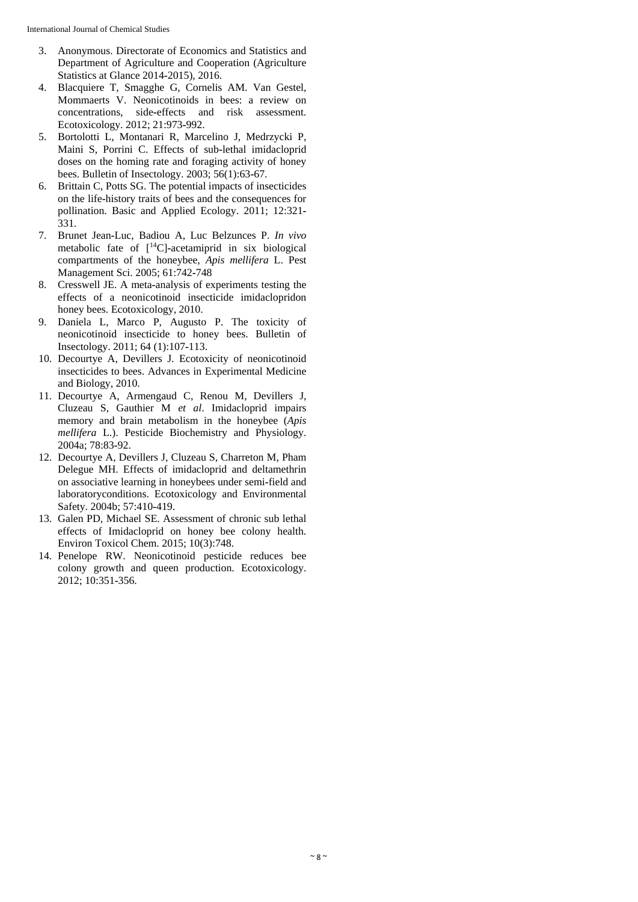3. Anonymous. Directorate of Economics and Statistics and Department of Agriculture and Cooperation (Agriculture Statistics at Glance 2014-2015), 2016.
4. Blacquiere T, Smagghe G, Cornelis AM. Van Gestel, Mommaerts V. Neonicotinoids in bees: a review on concentrations, side-effects and risk assessment. Ecotoxicology. 2012; 21:973-992.
5. Bortolotti L, Montanari R, Marcelino J, Medrzycki P, Maini S, Porrini C. Effects of sub-lethal imidacloprid doses on the homing rate and foraging activity of honey bees. Bulletin of Insectology. 2003; 56(1):63-67.
6. Brittain C, Potts SG. The potential impacts of insecticides on the life-history traits of bees and the consequences for pollination. Basic and Applied Ecology. 2011; 12:321-331.
7. Brunet Jean-Luc, Badiou A, Luc Belzunces P. *In vivo* metabolic fate of [$^{14}$C]-acetamiprid in six biological compartments of the honeybee, *Apis mellifera* L. Pest Management Sci. 2005; 61:742-748
8. Cresswell JE. A meta-analysis of experiments testing the effects of a neonicotinoid insecticide imidaclopridon honey bees. Ecotoxicology, 2010.
9. Daniela L, Marco P, Augusto P. The toxicity of neonicotinoid insecticide to honey bees. Bulletin of Insectology. 2011; 64 (1):107-113.
10. Decourtye A, Devillers J. Ecotoxicity of neonicotinoid insecticides to bees. Advances in Experimental Medicine and Biology, 2010.
11. Decourtye A, Armengaud C, Renou M, Devillers J, Cluzeau S, Gauthier M *et al*. Imidacloprid impairs memory and brain metabolism in the honeybee (*Apis mellifera* L.). Pesticide Biochemistry and Physiology. 2004a; 78:83-92.
12. Decourtye A, Devillers J, Cluzeau S, Charreton M, Pham Delegue MH. Effects of imidacloprid and deltamethrin on associative learning in honeybees under semi-field and laboratoryconditions. Ecotoxicology and Environmental Safety. 2004b; 57:410-419.
13. Galen PD, Michael SE. Assessment of chronic sub lethal effects of Imidacloprid on honey bee colony health. Environ Toxicol Chem. 2015; 10(3):748.
14. Penelope RW. Neonicotinoid pesticide reduces bee colony growth and queen production. Ecotoxicology. 2012; 10:351-356.